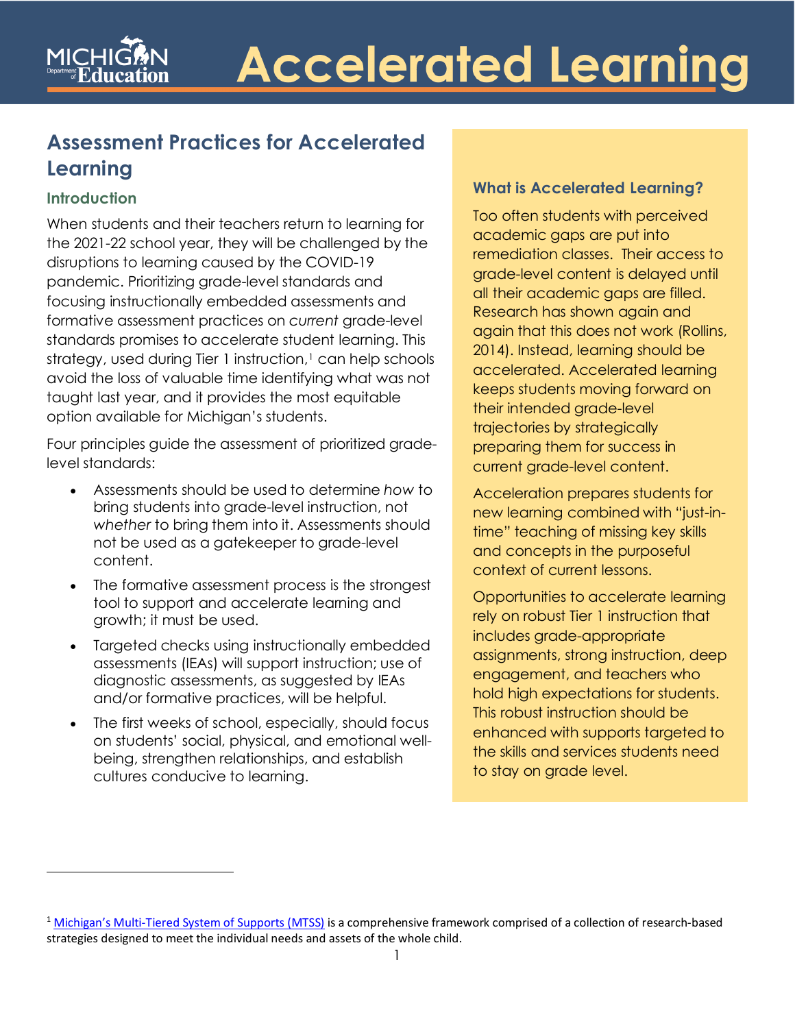# Accelerated Learning

## Assessment Practices for Accelerated Learning

### Introduction

When students and their teachers return to learning for the 2021-22 school year, they will be challenged by the disruptions to learning caused by the COVID-19 pandemic. Prioritizing grade-level standards and focusing instructionally embedded assessments and formative assessment practices on *current* grade-level standards promises to accelerate student learning. This strategy, used during Tier 1 instruction,[1] can help schools avoid the loss of valuable time identifying what was not taught last year, and it provides the most equitable option available for Michigan's students.

Four principles guide the assessment of prioritized grade-level standards:

- Assessments should be used to determine *how* to bring students into grade-level instruction, not *whether* to bring them into it. Assessments should not be used as a gatekeeper to grade-level content.
- The formative assessment process is the strongest tool to support and accelerate learning and growth; it must be used.
- Targeted checks using instructionally embedded assessments (IEAs) will support instruction; use of diagnostic assessments, as suggested by IEAs and/or formative practices, will be helpful.
- The first weeks of school, especially, should focus on students' social, physical, and emotional well-being, strengthen relationships, and establish cultures conducive to learning.

### What is Accelerated Learning?

Too often students with perceived academic gaps are put into remediation classes. Their access to grade-level content is delayed until all their academic gaps are filled. Research has shown again and again that this does not work (Rollins, 2014). Instead, learning should be accelerated. Accelerated learning keeps students moving forward on their intended grade-level trajectories by strategically preparing them for success in current grade-level content.

Acceleration prepares students for new learning combined with "just-in-time" teaching of missing key skills and concepts in the purposeful context of current lessons.

Opportunities to accelerate learning rely on robust Tier 1 instruction that includes grade-appropriate assignments, strong instruction, deep engagement, and teachers who hold high expectations for students. This robust instruction should be enhanced with supports targeted to the skills and services students need to stay on grade level.

---

[1] Michigan's Multi-Tiered System of Supports (MTSS) is a comprehensive framework comprised of a collection of research-based strategies designed to meet the individual needs and assets of the whole child.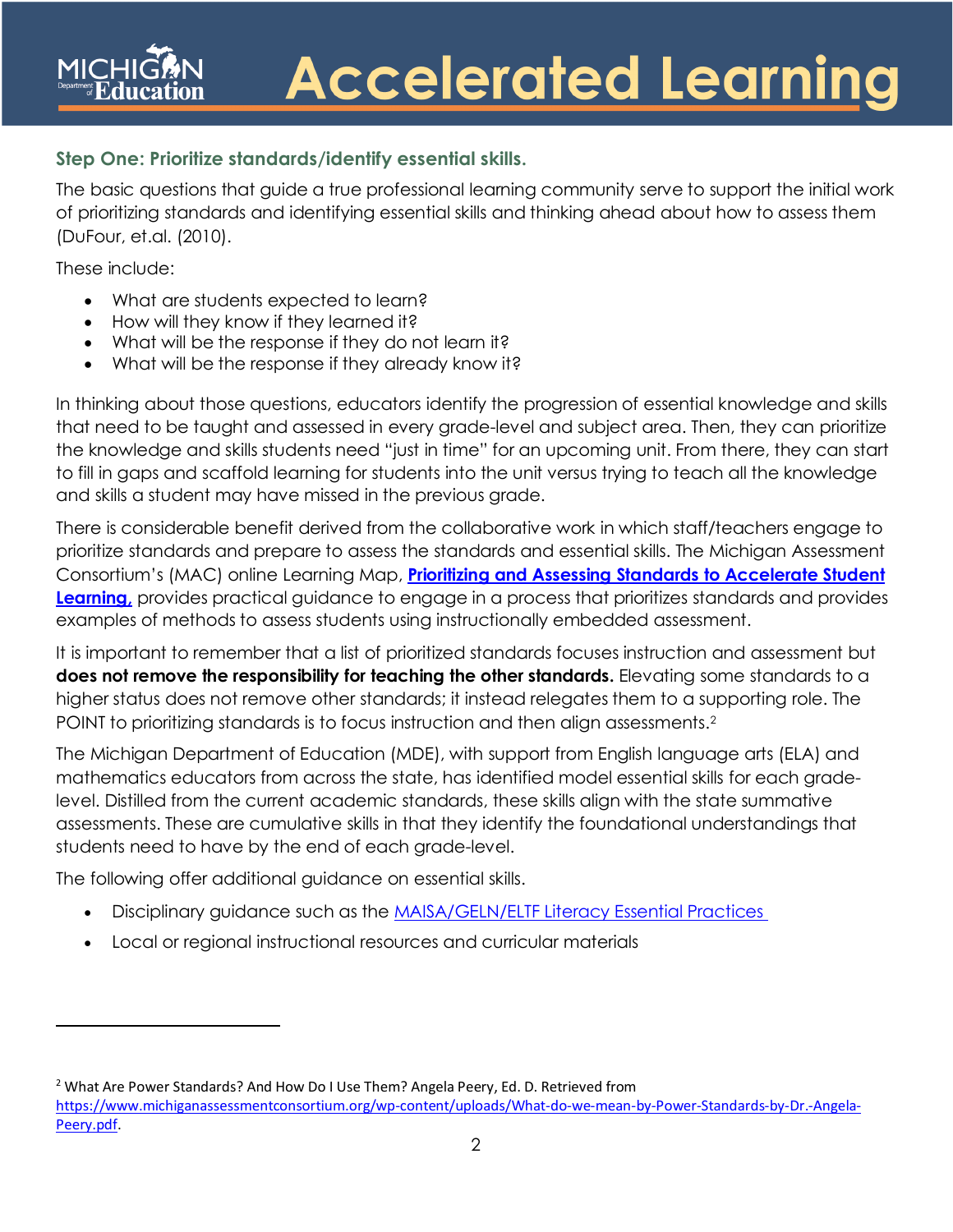### Step One: Prioritize standards/identify essential skills.

The basic questions that guide a true professional learning community serve to support the initial work of prioritizing standards and identifying essential skills and thinking ahead about how to assess them (DuFour, et.al. (2010).

These include:

- What are students expected to learn?
- How will they know if they learned it?
- What will be the response if they do not learn it?
- What will be the response if they already know it?

In thinking about those questions, educators identify the progression of essential knowledge and skills that need to be taught and assessed in every grade-level and subject area. Then, they can prioritize the knowledge and skills students need "just in time" for an upcoming unit. From there, they can start to fill in gaps and scaffold learning for students into the unit versus trying to teach all the knowledge and skills a student may have missed in the previous grade.

There is considerable benefit derived from the collaborative work in which staff/teachers engage to prioritize standards and prepare to assess the standards and essential skills. The Michigan Assessment Consortium's (MAC) online Learning Map, **Prioritizing and Assessing Standards to Accelerate Student Learning,** provides practical guidance to engage in a process that prioritizes standards and provides examples of methods to assess students using instructionally embedded assessment.

It is important to remember that a list of prioritized standards focuses instruction and assessment but **does not remove the responsibility for teaching the other standards.** Elevating some standards to a higher status does not remove other standards; it instead relegates them to a supporting role. The POINT to prioritizing standards is to focus instruction and then align assessments.[2]

The Michigan Department of Education (MDE), with support from English language arts (ELA) and mathematics educators from across the state, has identified model essential skills for each grade-level. Distilled from the current academic standards, these skills align with the state summative assessments. These are cumulative skills in that they identify the foundational understandings that students need to have by the end of each grade-level.

The following offer additional guidance on essential skills.

- Disciplinary guidance such as the MAISA/GELN/ELTF Literacy Essential Practices
- Local or regional instructional resources and curricular materials

---

[2] What Are Power Standards? And How Do I Use Them? Angela Peery, Ed. D. Retrieved from https://www.michiganassessmentconsortium.org/wp-content/uploads/What-do-we-mean-by-Power-Standards-by-Dr.-Angela-Peery.pdf.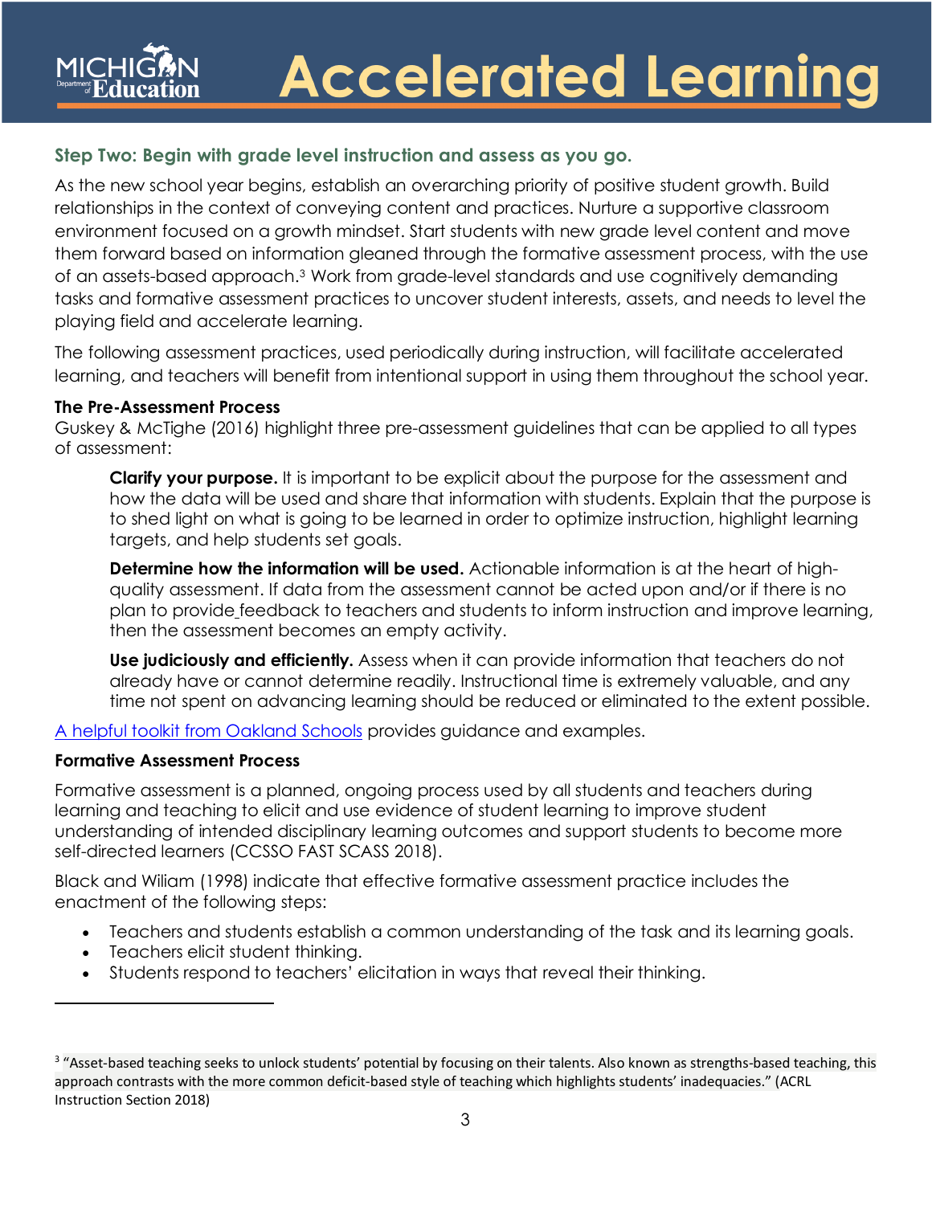### Step Two: Begin with grade level instruction and assess as you go.

As the new school year begins, establish an overarching priority of positive student growth. Build relationships in the context of conveying content and practices. Nurture a supportive classroom environment focused on a growth mindset. Start students with new grade level content and move them forward based on information gleaned through the formative assessment process, with the use of an assets-based approach.[3] Work from grade-level standards and use cognitively demanding tasks and formative assessment practices to uncover student interests, assets, and needs to level the playing field and accelerate learning.

The following assessment practices, used periodically during instruction, will facilitate accelerated learning, and teachers will benefit from intentional support in using them throughout the school year.

**The Pre-Assessment Process**
Guskey & McTighe (2016) highlight three pre-assessment guidelines that can be applied to all types of assessment:

> **Clarify your purpose.** It is important to be explicit about the purpose for the assessment and how the data will be used and share that information with students. Explain that the purpose is to shed light on what is going to be learned in order to optimize instruction, highlight learning targets, and help students set goals.
>
> **Determine how the information will be used.** Actionable information is at the heart of high-quality assessment. If data from the assessment cannot be acted upon and/or if there is no plan to provide feedback to teachers and students to inform instruction and improve learning, then the assessment becomes an empty activity.
>
> **Use judiciously and efficiently.** Assess when it can provide information that teachers do not already have or cannot determine readily. Instructional time is extremely valuable, and any time not spent on advancing learning should be reduced or eliminated to the extent possible.

A helpful toolkit from Oakland Schools provides guidance and examples.

**Formative Assessment Process**

Formative assessment is a planned, ongoing process used by all students and teachers during learning and teaching to elicit and use evidence of student learning to improve student understanding of intended disciplinary learning outcomes and support students to become more self-directed learners (CCSSO FAST SCASS 2018).

Black and Wiliam (1998) indicate that effective formative assessment practice includes the enactment of the following steps:

- Teachers and students establish a common understanding of the task and its learning goals.
- Teachers elicit student thinking.
- Students respond to teachers' elicitation in ways that reveal their thinking.

---

[3] "Asset-based teaching seeks to unlock students' potential by focusing on their talents. Also known as strengths-based teaching, this approach contrasts with the more common deficit-based style of teaching which highlights students' inadequacies." (ACRL Instruction Section 2018)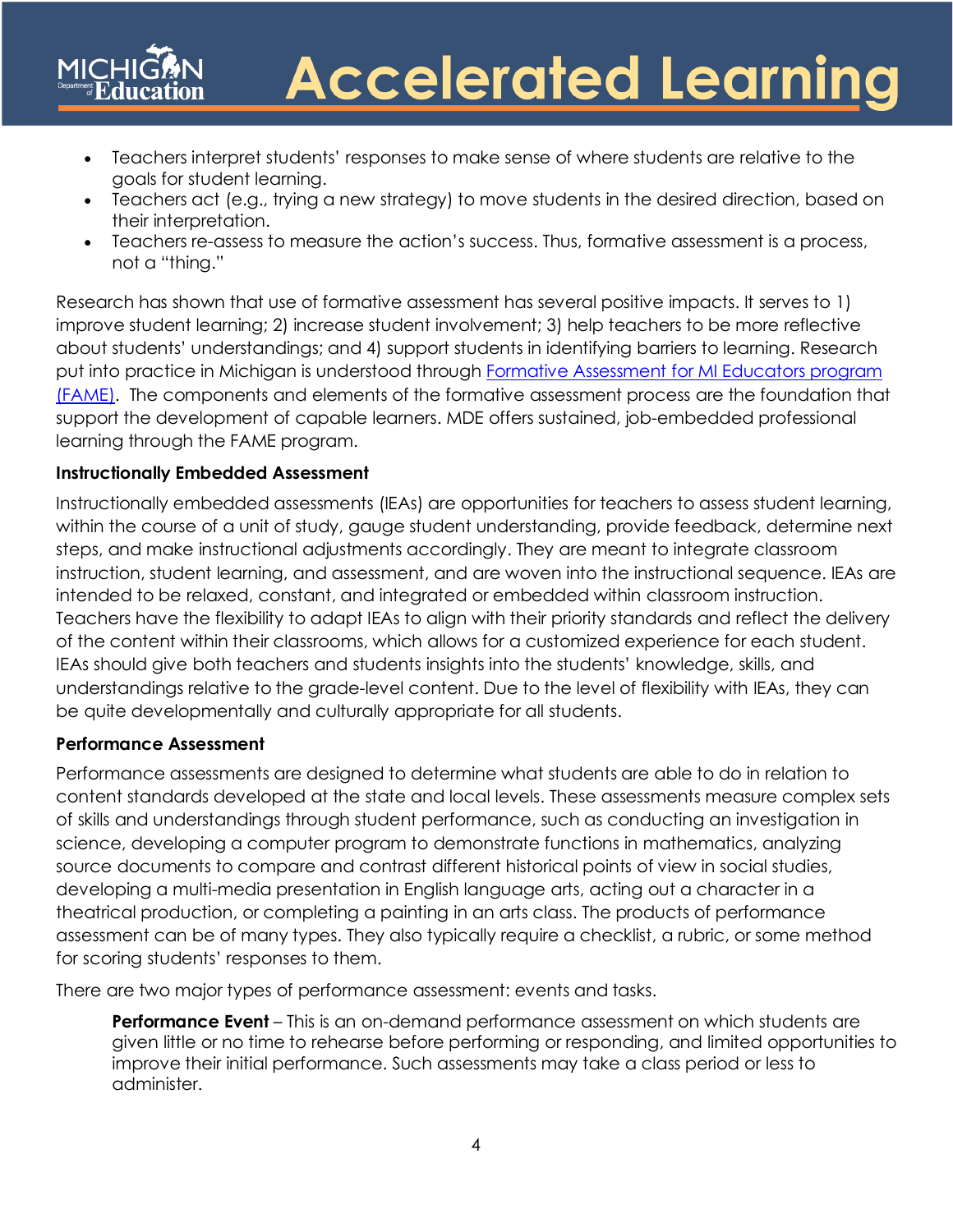- Teachers interpret students' responses to make sense of where students are relative to the goals for student learning.
- Teachers act (e.g., trying a new strategy) to move students in the desired direction, based on their interpretation.
- Teachers re-assess to measure the action's success. Thus, formative assessment is a process, not a "thing."

Research has shown that use of formative assessment has several positive impacts. It serves to 1) improve student learning; 2) increase student involvement; 3) help teachers to be more reflective about students' understandings; and 4) support students in identifying barriers to learning. Research put into practice in Michigan is understood through [Formative Assessment for MI Educators program (FAME)](). The components and elements of the formative assessment process are the foundation that support the development of capable learners. MDE offers sustained, job-embedded professional learning through the FAME program.

**Instructionally Embedded Assessment**

Instructionally embedded assessments (IEAs) are opportunities for teachers to assess student learning, within the course of a unit of study, gauge student understanding, provide feedback, determine next steps, and make instructional adjustments accordingly. They are meant to integrate classroom instruction, student learning, and assessment, and are woven into the instructional sequence. IEAs are intended to be relaxed, constant, and integrated or embedded within classroom instruction. Teachers have the flexibility to adapt IEAs to align with their priority standards and reflect the delivery of the content within their classrooms, which allows for a customized experience for each student. IEAs should give both teachers and students insights into the students' knowledge, skills, and understandings relative to the grade-level content. Due to the level of flexibility with IEAs, they can be quite developmentally and culturally appropriate for all students.

**Performance Assessment**

Performance assessments are designed to determine what students are able to do in relation to content standards developed at the state and local levels. These assessments measure complex sets of skills and understandings through student performance, such as conducting an investigation in science, developing a computer program to demonstrate functions in mathematics, analyzing source documents to compare and contrast different historical points of view in social studies, developing a multi-media presentation in English language arts, acting out a character in a theatrical production, or completing a painting in an arts class. The products of performance assessment can be of many types. They also typically require a checklist, a rubric, or some method for scoring students' responses to them.

There are two major types of performance assessment: events and tasks.

> **Performance Event** – This is an on-demand performance assessment on which students are given little or no time to rehearse before performing or responding, and limited opportunities to improve their initial performance. Such assessments may take a class period or less to administer.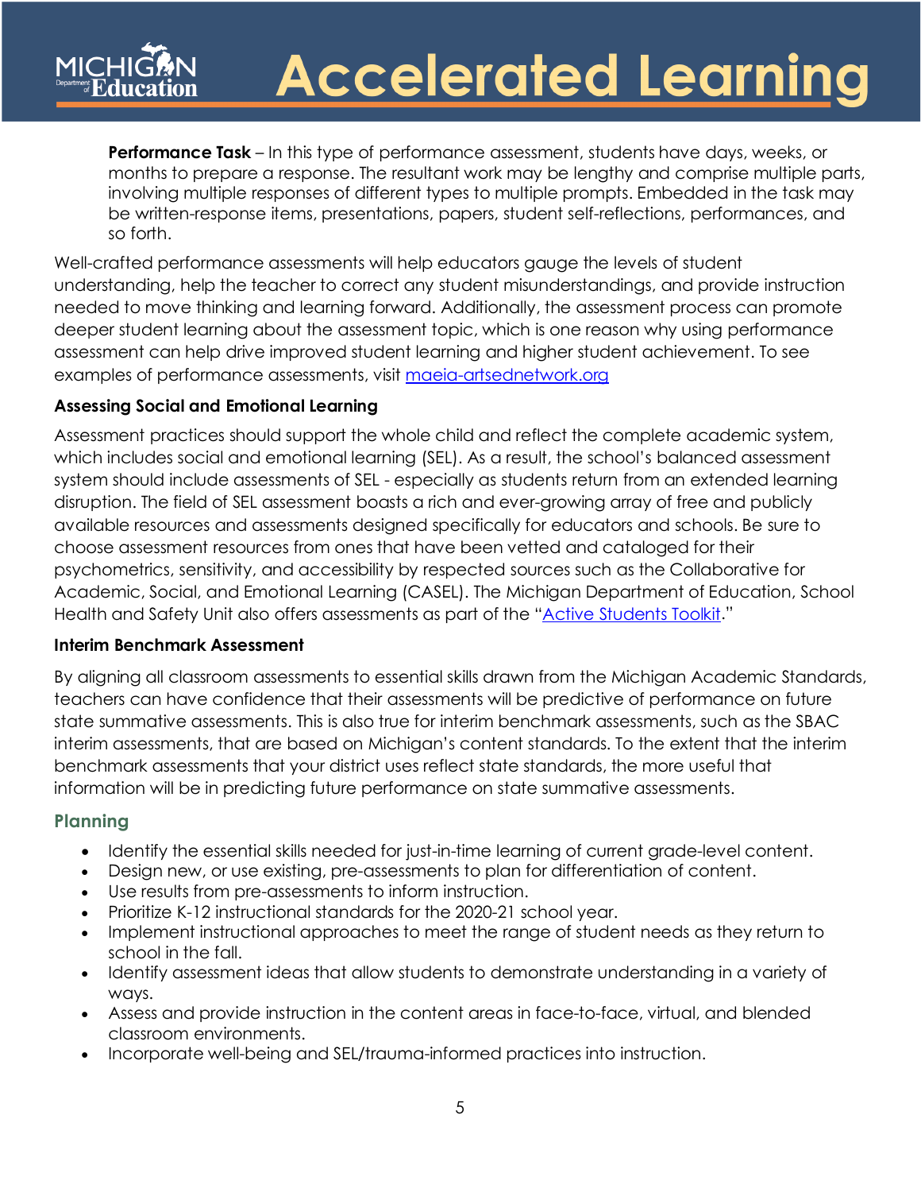**Performance Task** – In this type of performance assessment, students have days, weeks, or months to prepare a response. The resultant work may be lengthy and comprise multiple parts, involving multiple responses of different types to multiple prompts. Embedded in the task may be written-response items, presentations, papers, student self-reflections, performances, and so forth.

Well-crafted performance assessments will help educators gauge the levels of student understanding, help the teacher to correct any student misunderstandings, and provide instruction needed to move thinking and learning forward. Additionally, the assessment process can promote deeper student learning about the assessment topic, which is one reason why using performance assessment can help drive improved student learning and higher student achievement. To see examples of performance assessments, visit [maeia-artsednetwork.org](maeia-artsednetwork.org)

**Assessing Social and Emotional Learning**

Assessment practices should support the whole child and reflect the complete academic system, which includes social and emotional learning (SEL). As a result, the school's balanced assessment system should include assessments of SEL - especially as students return from an extended learning disruption. The field of SEL assessment boasts a rich and ever-growing array of free and publicly available resources and assessments designed specifically for educators and schools. Be sure to choose assessment resources from ones that have been vetted and cataloged for their psychometrics, sensitivity, and accessibility by respected sources such as the Collaborative for Academic, Social, and Emotional Learning (CASEL). The Michigan Department of Education, School Health and Safety Unit also offers assessments as part of the "Active Students Toolkit."

**Interim Benchmark Assessment**

By aligning all classroom assessments to essential skills drawn from the Michigan Academic Standards, teachers can have confidence that their assessments will be predictive of performance on future state summative assessments. This is also true for interim benchmark assessments, such as the SBAC interim assessments, that are based on Michigan's content standards. To the extent that the interim benchmark assessments that your district uses reflect state standards, the more useful that information will be in predicting future performance on state summative assessments.

## Planning

- Identify the essential skills needed for just-in-time learning of current grade-level content.
- Design new, or use existing, pre-assessments to plan for differentiation of content.
- Use results from pre-assessments to inform instruction.
- Prioritize K-12 instructional standards for the 2020-21 school year.
- Implement instructional approaches to meet the range of student needs as they return to school in the fall.
- Identify assessment ideas that allow students to demonstrate understanding in a variety of ways.
- Assess and provide instruction in the content areas in face-to-face, virtual, and blended classroom environments.
- Incorporate well-being and SEL/trauma-informed practices into instruction.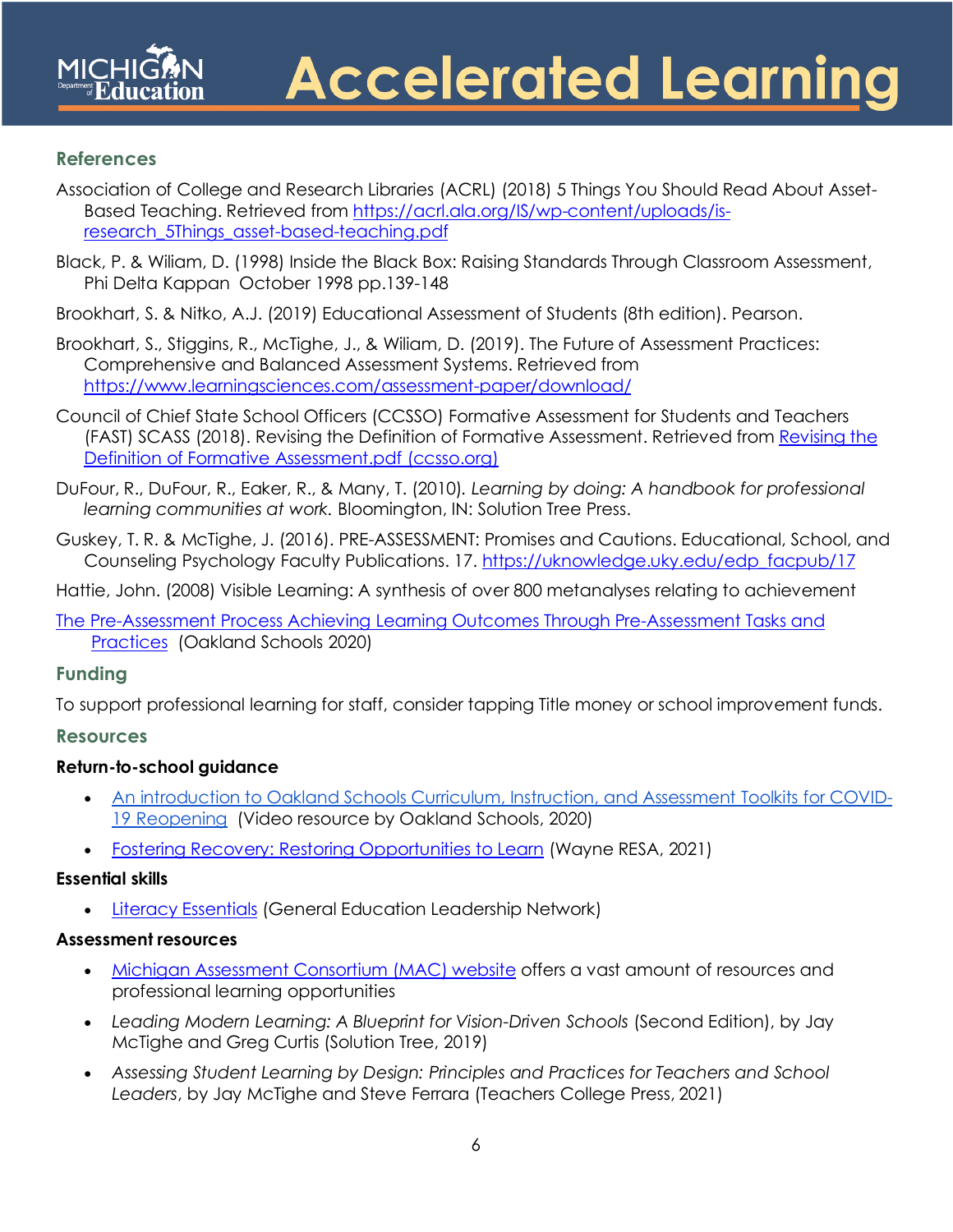## References

Association of College and Research Libraries (ACRL) (2018) 5 Things You Should Read About Asset-Based Teaching. Retrieved from [https://acrl.ala.org/IS/wp-content/uploads/is-research_5Things_asset-based-teaching.pdf](https://acrl.ala.org/IS/wp-content/uploads/is-research_5Things_asset-based-teaching.pdf)

Black, P. & Wiliam, D. (1998) Inside the Black Box: Raising Standards Through Classroom Assessment, Phi Delta Kappan October 1998 pp.139-148

Brookhart, S. & Nitko, A.J. (2019) Educational Assessment of Students (8th edition). Pearson.

Brookhart, S., Stiggins, R., McTighe, J., & Wiliam, D. (2019). The Future of Assessment Practices: Comprehensive and Balanced Assessment Systems. Retrieved from [https://www.learningsciences.com/assessment-paper/download/](https://www.learningsciences.com/assessment-paper/download/)

Council of Chief State School Officers (CCSSO) Formative Assessment for Students and Teachers (FAST) SCASS (2018). Revising the Definition of Formative Assessment. Retrieved from [Revising the Definition of Formative Assessment.pdf (ccsso.org)]()

DuFour, R., DuFour, R., Eaker, R., & Many, T. (2010). *Learning by doing: A handbook for professional learning communities at work*. Bloomington, IN: Solution Tree Press.

Guskey, T. R. & McTighe, J. (2016). PRE-ASSESSMENT: Promises and Cautions. Educational, School, and Counseling Psychology Faculty Publications. 17. [https://uknowledge.uky.edu/edp_facpub/17](https://uknowledge.uky.edu/edp_facpub/17)

Hattie, John. (2008) Visible Learning: A synthesis of over 800 metanalyses relating to achievement

[The Pre-Assessment Process Achieving Learning Outcomes Through Pre-Assessment Tasks and Practices]() (Oakland Schools 2020)

## Funding

To support professional learning for staff, consider tapping Title money or school improvement funds.

## Resources

**Return-to-school guidance**

- [An introduction to Oakland Schools Curriculum, Instruction, and Assessment Toolkits for COVID-19 Reopening]() (Video resource by Oakland Schools, 2020)
- [Fostering Recovery: Restoring Opportunities to Learn]() (Wayne RESA, 2021)

**Essential skills**

- [Literacy Essentials]() (General Education Leadership Network)

**Assessment resources**

- [Michigan Assessment Consortium (MAC) website]() offers a vast amount of resources and professional learning opportunities
- *Leading Modern Learning: A Blueprint for Vision-Driven Schools* (Second Edition), by Jay McTighe and Greg Curtis (Solution Tree, 2019)
- *Assessing Student Learning by Design: Principles and Practices for Teachers and School Leaders*, by Jay McTighe and Steve Ferrara (Teachers College Press, 2021)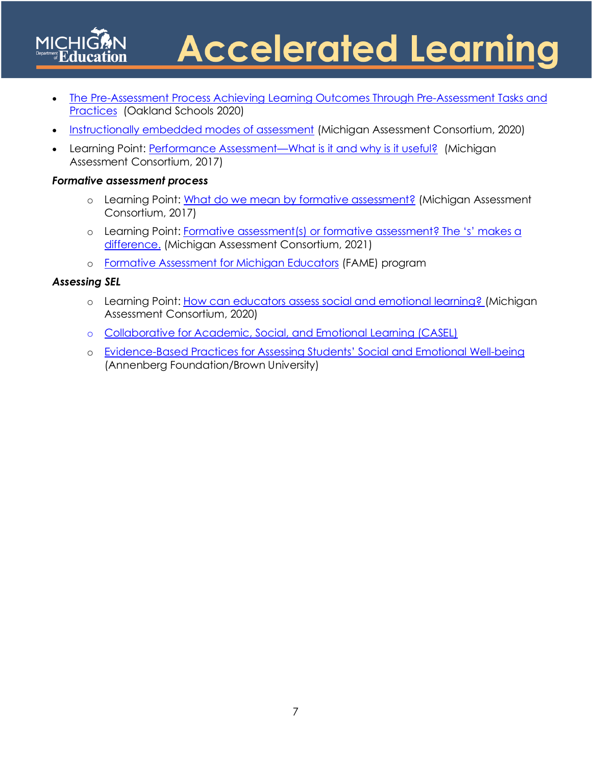- The Pre-Assessment Process Achieving Learning Outcomes Through Pre-Assessment Tasks and Practices (Oakland Schools 2020)
- Instructionally embedded modes of assessment (Michigan Assessment Consortium, 2020)
- Learning Point: Performance Assessment—What is it and why is it useful? (Michigan Assessment Consortium, 2017)

***Formative assessment process***

- Learning Point: What do we mean by formative assessment? (Michigan Assessment Consortium, 2017)
- Learning Point: Formative assessment(s) or formative assessment? The 's' makes a difference. (Michigan Assessment Consortium, 2021)
- Formative Assessment for Michigan Educators (FAME) program

***Assessing SEL***

- Learning Point: How can educators assess social and emotional learning? (Michigan Assessment Consortium, 2020)
- Collaborative for Academic, Social, and Emotional Learning (CASEL)
- Evidence-Based Practices for Assessing Students' Social and Emotional Well-being (Annenberg Foundation/Brown University)